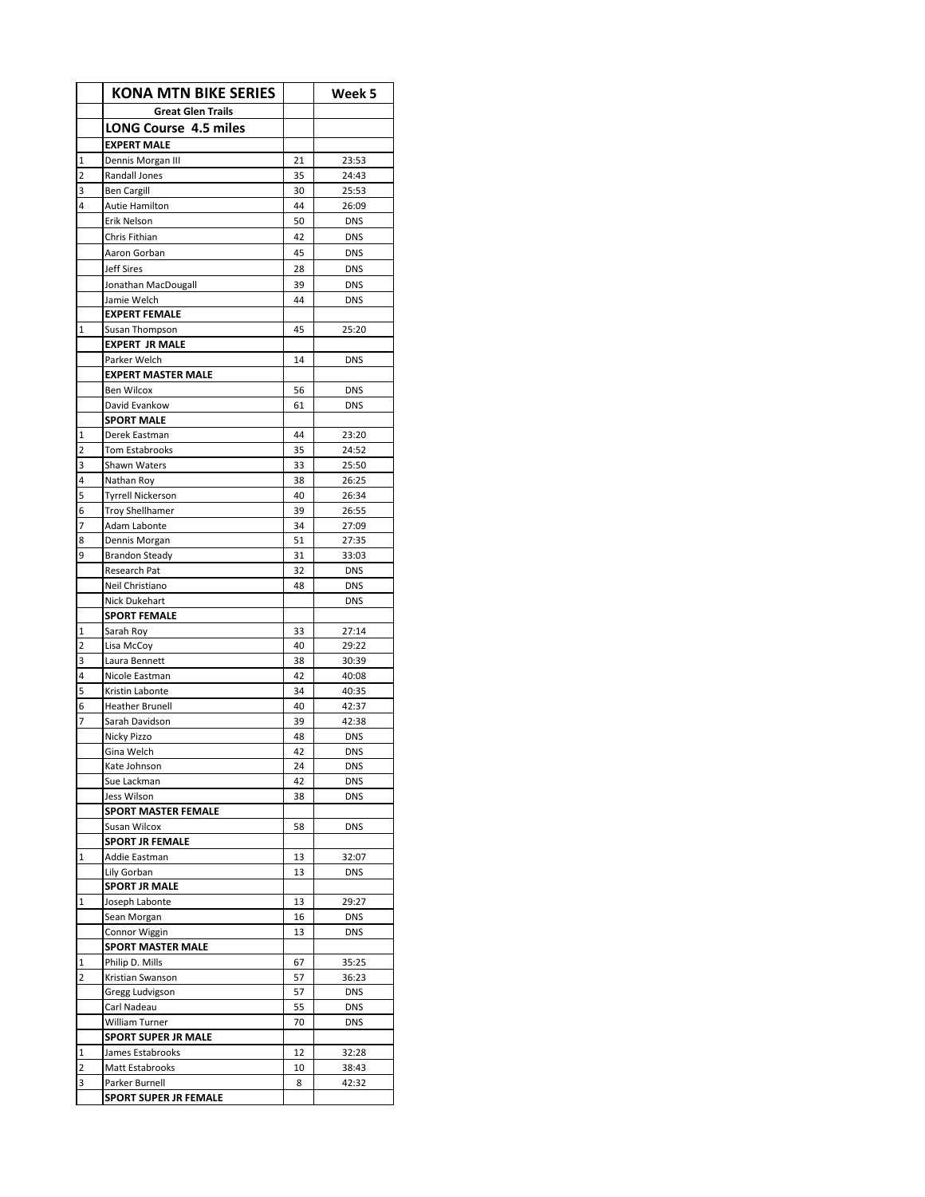| | KONA MTN BIKE SERIES | | Week 5 |
|---|---|---|---|
| | **Great Glen Trails** | | |
| | **LONG Course 4.5 miles** | | |
| | **EXPERT MALE** | | |
| 1 | Dennis Morgan III | 21 | 23:53 |
| 2 | Randall Jones | 35 | 24:43 |
| 3 | Ben Cargill | 30 | 25:53 |
| 4 | Autie Hamilton | 44 | 26:09 |
| | Erik Nelson | 50 | DNS |
| | Chris Fithian | 42 | DNS |
| | Aaron Gorban | 45 | DNS |
| | Jeff Sires | 28 | DNS |
| | Jonathan MacDougall | 39 | DNS |
| | Jamie Welch | 44 | DNS |
| | **EXPERT FEMALE** | | |
| 1 | Susan Thompson | 45 | 25:20 |
| | **EXPERT JR MALE** | | |
| | Parker Welch | 14 | DNS |
| | **EXPERT MASTER MALE** | | |
| | Ben Wilcox | 56 | DNS |
| | David Evankow | 61 | DNS |
| | **SPORT MALE** | | |
| 1 | Derek Eastman | 44 | 23:20 |
| 2 | Tom Estabrooks | 35 | 24:52 |
| 3 | Shawn Waters | 33 | 25:50 |
| 4 | Nathan Roy | 38 | 26:25 |
| 5 | Tyrrell Nickerson | 40 | 26:34 |
| 6 | Troy Shellhamer | 39 | 26:55 |
| 7 | Adam Labonte | 34 | 27:09 |
| 8 | Dennis Morgan | 51 | 27:35 |
| 9 | Brandon Steady | 31 | 33:03 |
| | Research Pat | 32 | DNS |
| | Neil Christiano | 48 | DNS |
| | Nick Dukehart | | DNS |
| | **SPORT FEMALE** | | |
| 1 | Sarah Roy | 33 | 27:14 |
| 2 | Lisa McCoy | 40 | 29:22 |
| 3 | Laura Bennett | 38 | 30:39 |
| 4 | Nicole Eastman | 42 | 40:08 |
| 5 | Kristin Labonte | 34 | 40:35 |
| 6 | Heather Brunell | 40 | 42:37 |
| 7 | Sarah Davidson | 39 | 42:38 |
| | Nicky Pizzo | 48 | DNS |
| | Gina Welch | 42 | DNS |
| | Kate Johnson | 24 | DNS |
| | Sue Lackman | 42 | DNS |
| | Jess Wilson | 38 | DNS |
| | **SPORT MASTER FEMALE** | | |
| | Susan Wilcox | 58 | DNS |
| | **SPORT JR FEMALE** | | |
| 1 | Addie Eastman | 13 | 32:07 |
| | Lily Gorban | 13 | DNS |
| | **SPORT JR MALE** | | |
| 1 | Joseph Labonte | 13 | 29:27 |
| | Sean Morgan | 16 | DNS |
| | Connor Wiggin | 13 | DNS |
| | **SPORT MASTER MALE** | | |
| 1 | Philip D. Mills | 67 | 35:25 |
| 2 | Kristian Swanson | 57 | 36:23 |
| | Gregg Ludvigson | 57 | DNS |
| | Carl Nadeau | 55 | DNS |
| | William Turner | 70 | DNS |
| | **SPORT SUPER JR MALE** | | |
| 1 | James Estabrooks | 12 | 32:28 |
| 2 | Matt Estabrooks | 10 | 38:43 |
| 3 | Parker Burnell | 8 | 42:32 |
| | **SPORT SUPER JR FEMALE** | | |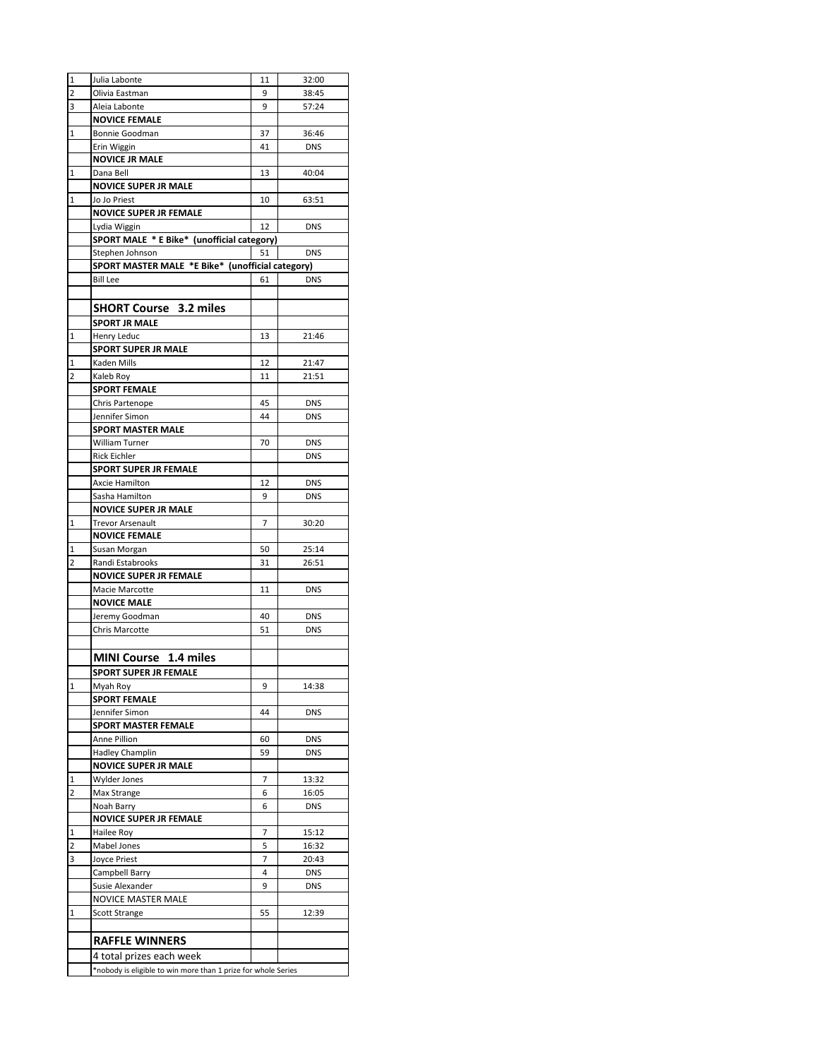| | | | |
|---|---|---|---|
| 1 | Julia Labonte | 11 | 32:00 |
| 2 | Olivia Eastman | 9 | 38:45 |
| 3 | Aleia Labonte | 9 | 57:24 |
| | **NOVICE FEMALE** | | |
| 1 | Bonnie Goodman | 37 | 36:46 |
| | Erin Wiggin | 41 | DNS |
| | **NOVICE JR MALE** | | |
| 1 | Dana Bell | 13 | 40:04 |
| | **NOVICE SUPER JR MALE** | | |
| 1 | Jo Jo Priest | 10 | 63:51 |
| | **NOVICE SUPER JR FEMALE** | | |
| | Lydia Wiggin | 12 | DNS |
| | **SPORT MALE * E Bike* (unofficial category)** | | |
| | Stephen Johnson | 51 | DNS |
| | **SPORT MASTER MALE *E Bike* (unofficial category)** | | |
| | Bill Lee | 61 | DNS |
| | | | |
| | **SHORT Course 3.2 miles** | | |
| | **SPORT JR MALE** | | |
| 1 | Henry Leduc | 13 | 21:46 |
| | **SPORT SUPER JR MALE** | | |
| 1 | Kaden Mills | 12 | 21:47 |
| 2 | Kaleb Roy | 11 | 21:51 |
| | **SPORT FEMALE** | | |
| | Chris Partenope | 45 | DNS |
| | Jennifer Simon | 44 | DNS |
| | **SPORT MASTER MALE** | | |
| | William Turner | 70 | DNS |
| | Rick Eichler | | DNS |
| | **SPORT SUPER JR FEMALE** | | |
| | Axcie Hamilton | 12 | DNS |
| | Sasha Hamilton | 9 | DNS |
| | **NOVICE SUPER JR MALE** | | |
| 1 | Trevor Arsenault | 7 | 30:20 |
| | **NOVICE FEMALE** | | |
| 1 | Susan Morgan | 50 | 25:14 |
| 2 | Randi Estabrooks | 31 | 26:51 |
| | **NOVICE SUPER JR FEMALE** | | |
| | Macie Marcotte | 11 | DNS |
| | **NOVICE MALE** | | |
| | Jeremy Goodman | 40 | DNS |
| | Chris Marcotte | 51 | DNS |
| | | | |
| | **MINI Course 1.4 miles** | | |
| | **SPORT SUPER JR FEMALE** | | |
| 1 | Myah Roy | 9 | 14:38 |
| | **SPORT FEMALE** | | |
| | Jennifer Simon | 44 | DNS |
| | **SPORT MASTER FEMALE** | | |
| | Anne Pillion | 60 | DNS |
| | Hadley Champlin | 59 | DNS |
| | **NOVICE SUPER JR MALE** | | |
| 1 | Wylder Jones | 7 | 13:32 |
| 2 | Max Strange | 6 | 16:05 |
| | Noah Barry | 6 | DNS |
| | **NOVICE SUPER JR FEMALE** | | |
| 1 | Hailee Roy | 7 | 15:12 |
| 2 | Mabel Jones | 5 | 16:32 |
| 3 | Joyce Priest | 7 | 20:43 |
| | Campbell Barry | 4 | DNS |
| | Susie Alexander | 9 | DNS |
| | NOVICE MASTER MALE | | |
| 1 | Scott Strange | 55 | 12:39 |
| | | | |
| | **RAFFLE WINNERS** | | |
| | 4 total prizes each week | | |
| | *nobody is eligible to win more than 1 prize for whole Series | | |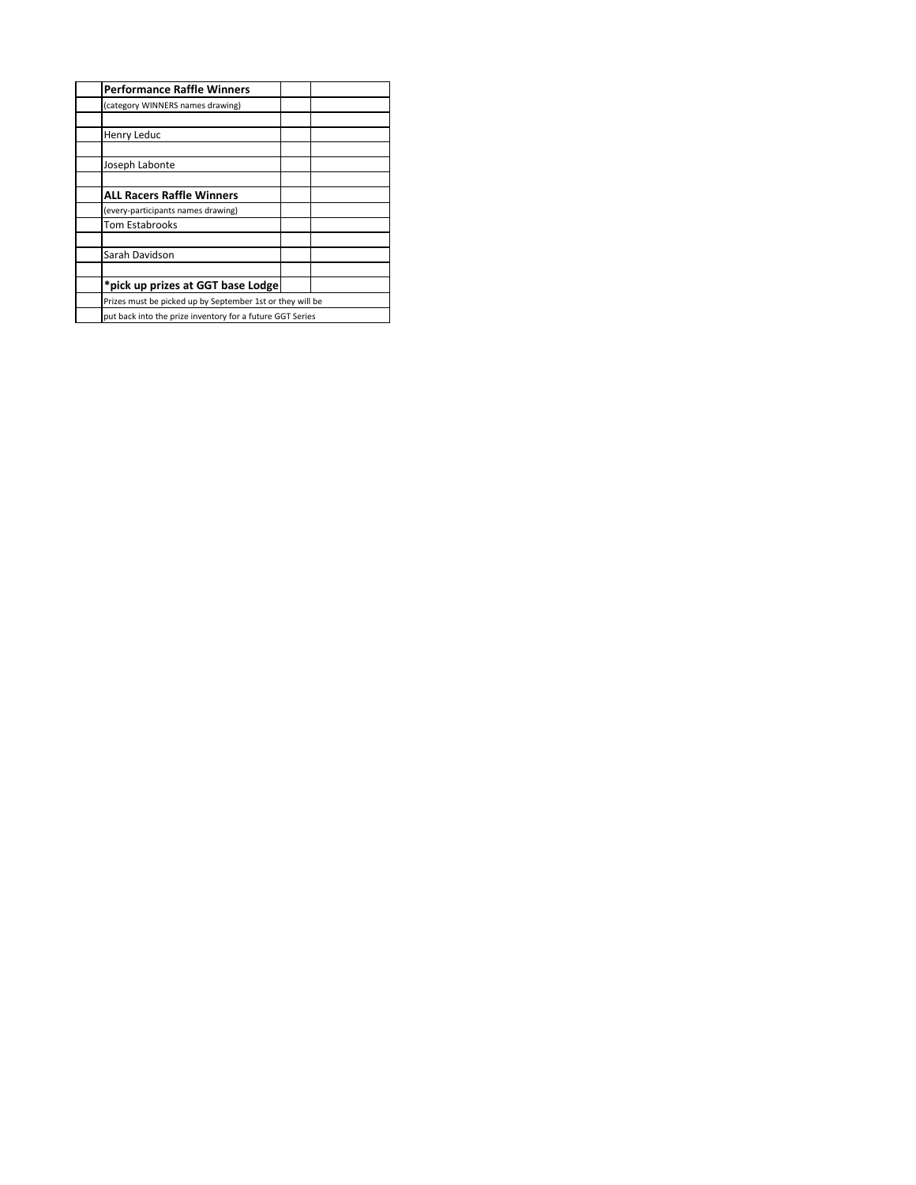| | | | |
|---|---|---|---|
| | **Performance Raffle Winners** | | |
| | (category WINNERS names drawing) | | |
| | | | |
| | Henry Leduc | | |
| | | | |
| | Joseph Labonte | | |
| | | | |
| | **ALL Racers Raffle Winners** | | |
| | (every-participants names drawing) | | |
| | Tom Estabrooks | | |
| | | | |
| | Sarah Davidson | | |
| | | | |
| | ***pick up prizes at GGT base Lodge** | | |
| | Prizes must be picked up by September 1st or they will be | | |
| | put back into the prize inventory for a future GGT Series | | |